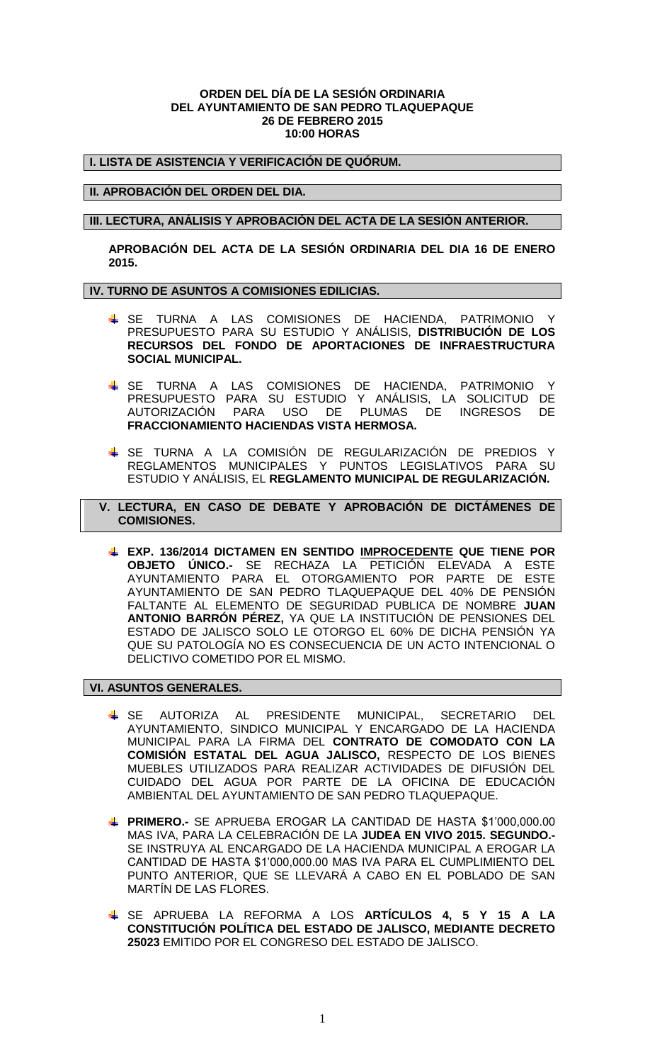**ORDEN DEL DÍA DE LA SESIÓN ORDINARIA**
**DEL AYUNTAMIENTO DE SAN PEDRO TLAQUEPAQUE**
**26 DE FEBRERO 2015**
**10:00 HORAS**

## I. LISTA DE ASISTENCIA Y VERIFICACIÓN DE QUÓRUM.

## II. APROBACIÓN DEL ORDEN DEL DIA.

## III. LECTURA, ANÁLISIS Y APROBACIÓN DEL ACTA DE LA SESIÓN ANTERIOR.

**APROBACIÓN DEL ACTA DE LA SESIÓN ORDINARIA DEL DIA 16 DE ENERO 2015.**

## IV. TURNO DE ASUNTOS A COMISIONES EDILICIAS.

- SE TURNA A LAS COMISIONES DE HACIENDA, PATRIMONIO Y PRESUPUESTO PARA SU ESTUDIO Y ANÁLISIS, **DISTRIBUCIÓN DE LOS RECURSOS DEL FONDO DE APORTACIONES DE INFRAESTRUCTURA SOCIAL MUNICIPAL.**

- SE TURNA A LAS COMISIONES DE HACIENDA, PATRIMONIO Y PRESUPUESTO PARA SU ESTUDIO Y ANÁLISIS, LA SOLICITUD DE AUTORIZACIÓN PARA USO DE PLUMAS DE INGRESOS DE **FRACCIONAMIENTO HACIENDAS VISTA HERMOSA.**

- SE TURNA A LA COMISIÓN DE REGULARIZACIÓN DE PREDIOS Y REGLAMENTOS MUNICIPALES Y PUNTOS LEGISLATIVOS PARA SU ESTUDIO Y ANÁLISIS, EL **REGLAMENTO MUNICIPAL DE REGULARIZACIÓN.**

## V. LECTURA, EN CASO DE DEBATE Y APROBACIÓN DE DICTÁMENES DE COMISIONES.

- **EXP. 136/2014 DICTAMEN EN SENTIDO <u>IMPROCEDENTE</u> QUE TIENE POR OBJETO ÚNICO.-** SE RECHAZA LA PETICIÓN ELEVADA A ESTE AYUNTAMIENTO PARA EL OTORGAMIENTO POR PARTE DE ESTE AYUNTAMIENTO DE SAN PEDRO TLAQUEPAQUE DEL 40% DE PENSIÓN FALTANTE AL ELEMENTO DE SEGURIDAD PUBLICA DE NOMBRE **JUAN ANTONIO BARRÓN PÉREZ,** YA QUE LA INSTITUCIÓN DE PENSIONES DEL ESTADO DE JALISCO SOLO LE OTORGO EL 60% DE DICHA PENSIÓN YA QUE SU PATOLOGÍA NO ES CONSECUENCIA DE UN ACTO INTENCIONAL O DELICTIVO COMETIDO POR EL MISMO.

## VI. ASUNTOS GENERALES.

- SE AUTORIZA AL PRESIDENTE MUNICIPAL, SECRETARIO DEL AYUNTAMIENTO, SINDICO MUNICIPAL Y ENCARGADO DE LA HACIENDA MUNICIPAL PARA LA FIRMA DEL **CONTRATO DE COMODATO CON LA COMISIÓN ESTATAL DEL AGUA JALISCO,** RESPECTO DE LOS BIENES MUEBLES UTILIZADOS PARA REALIZAR ACTIVIDADES DE DIFUSIÓN DEL CUIDADO DEL AGUA POR PARTE DE LA OFICINA DE EDUCACIÓN AMBIENTAL DEL AYUNTAMIENTO DE SAN PEDRO TLAQUEPAQUE.

- **PRIMERO.-** SE APRUEBA EROGAR LA CANTIDAD DE HASTA $1'000,000.00 MAS IVA, PARA LA CELEBRACIÓN DE LA **JUDEA EN VIVO 2015. SEGUNDO.-** SE INSTRUYA AL ENCARGADO DE LA HACIENDA MUNICIPAL A EROGAR LA CANTIDAD DE HASTA $1'000,000.00 MAS IVA PARA EL CUMPLIMIENTO DEL PUNTO ANTERIOR, QUE SE LLEVARÁ A CABO EN EL POBLADO DE SAN MARTÍN DE LAS FLORES.

- SE APRUEBA LA REFORMA A LOS **ARTÍCULOS 4, 5 Y 15 A LA CONSTITUCIÓN POLÍTICA DEL ESTADO DE JALISCO, MEDIANTE DECRETO 25023** EMITIDO POR EL CONGRESO DEL ESTADO DE JALISCO.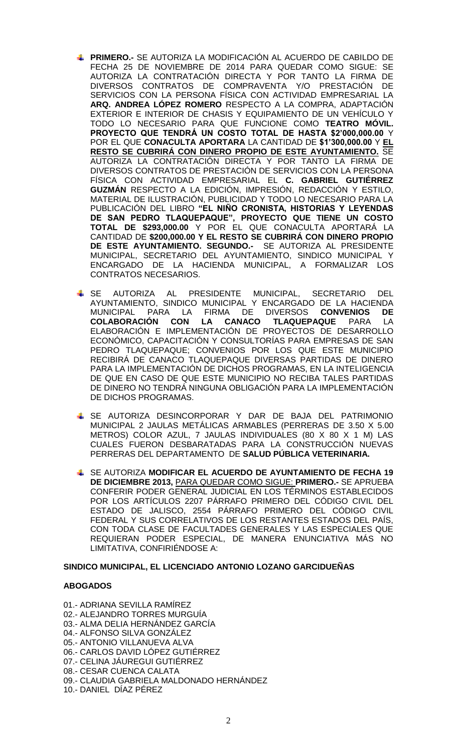- **PRIMERO.-** SE AUTORIZA LA MODIFICACIÓN AL ACUERDO DE CABILDO DE FECHA 25 DE NOVIEMBRE DE 2014 PARA QUEDAR COMO SIGUE: SE AUTORIZA LA CONTRATACIÓN DIRECTA Y POR TANTO LA FIRMA DE DIVERSOS CONTRATOS DE COMPRAVENTA Y/O PRESTACIÓN DE SERVICIOS CON LA PERSONA FÍSICA CON ACTIVIDAD EMPRESARIAL LA **ARQ. ANDREA LÓPEZ ROMERO** RESPECTO A LA COMPRA, ADAPTACIÓN EXTERIOR E INTERIOR DE CHASIS Y EQUIPAMIENTO DE UN VEHÍCULO Y TODO LO NECESARIO PARA QUE FUNCIONE COMO **TEATRO MÓVIL. PROYECTO QUE TENDRÁ UN COSTO TOTAL DE HASTA $2'000,000.00** Y POR EL QUE **CONACULTA APORTARA** LA CANTIDAD DE **$1'300,000.00** Y **EL RESTO SE CUBRIRÁ CON DINERO PROPIO DE ESTE AYUNTAMIENTO.** SE AUTORIZA LA CONTRATACIÓN DIRECTA Y POR TANTO LA FIRMA DE DIVERSOS CONTRATOS DE PRESTACIÓN DE SERVICIOS CON LA PERSONA FÍSICA CON ACTIVIDAD EMPRESARIAL EL **C. GABRIEL GUTIÉRREZ GUZMÁN** RESPECTO A LA EDICIÓN, IMPRESIÓN, REDACCIÓN Y ESTILO, MATERIAL DE ILUSTRACIÓN, PUBLICIDAD Y TODO LO NECESARIO PARA LA PUBLICACIÓN DEL LIBRO **"EL NIÑO CRONISTA, HISTORIAS Y LEYENDAS DE SAN PEDRO TLAQUEPAQUE", PROYECTO QUE TIENE UN COSTO TOTAL DE $293,000.00** Y POR EL QUE CONACULTA APORTARÁ LA CANTIDAD DE **$200,000.00 Y EL RESTO SE CUBRIRÁ CON DINERO PROPIO DE ESTE AYUNTAMIENTO. SEGUNDO.-** SE AUTORIZA AL PRESIDENTE MUNICIPAL, SECRETARIO DEL AYUNTAMIENTO, SINDICO MUNICIPAL Y ENCARGADO DE LA HACIENDA MUNICIPAL, A FORMALIZAR LOS CONTRATOS NECESARIOS.

- SE AUTORIZA AL PRESIDENTE MUNICIPAL, SECRETARIO DEL AYUNTAMIENTO, SINDICO MUNICIPAL Y ENCARGADO DE LA HACIENDA MUNICIPAL PARA LA FIRMA DE DIVERSOS **CONVENIOS DE COLABORACIÓN CON LA CANACO TLAQUEPAQUE** PARA LA ELABORACIÓN E IMPLEMENTACIÓN DE PROYECTOS DE DESARROLLO ECONÓMICO, CAPACITACIÓN Y CONSULTORÍAS PARA EMPRESAS DE SAN PEDRO TLAQUEPAQUE; CONVENIOS POR LOS QUE ESTE MUNICIPIO RECIBIRÁ DE CANACO TLAQUEPAQUE DIVERSAS PARTIDAS DE DINERO PARA LA IMPLEMENTACIÓN DE DICHOS PROGRAMAS, EN LA INTELIGENCIA DE QUE EN CASO DE QUE ESTE MUNICIPIO NO RECIBA TALES PARTIDAS DE DINERO NO TENDRÁ NINGUNA OBLIGACIÓN PARA LA IMPLEMENTACIÓN DE DICHOS PROGRAMAS.

- SE AUTORIZA DESINCORPORAR Y DAR DE BAJA DEL PATRIMONIO MUNICIPAL 2 JAULAS METÁLICAS ARMABLES (PERRERAS DE 3.50 X 5.00 METROS) COLOR AZUL, 7 JAULAS INDIVIDUALES (80 X 80 X 1 M) LAS CUALES FUERON DESBARATADAS PARA LA CONSTRUCCIÓN NUEVAS PERRERAS DEL DEPARTAMENTO DE **SALUD PÚBLICA VETERINARIA.**

- SE AUTORIZA **MODIFICAR EL ACUERDO DE AYUNTAMIENTO DE FECHA 19 DE DICIEMBRE 2013,** PARA QUEDAR COMO SIGUE: **PRIMERO.-** SE APRUEBA CONFERIR PODER GENERAL JUDICIAL EN LOS TÉRMINOS ESTABLECIDOS POR LOS ARTÍCULOS 2207 PÁRRAFO PRIMERO DEL CÓDIGO CIVIL DEL ESTADO DE JALISCO, 2554 PÁRRAFO PRIMERO DEL CÓDIGO CIVIL FEDERAL Y SUS CORRELATIVOS DE LOS RESTANTES ESTADOS DEL PAÍS, CON TODA CLASE DE FACULTADES GENERALES Y LAS ESPECIALES QUE REQUIERAN PODER ESPECIAL, DE MANERA ENUNCIATIVA MÁS NO LIMITATIVA, CONFIRIÉNDOSE A:

**SINDICO MUNICIPAL, EL LICENCIADO ANTONIO LOZANO GARCIDUEÑAS**

**ABOGADOS**

01.- ADRIANA SEVILLA RAMÍREZ
02.- ALEJANDRO TORRES MURGUÍA
03.- ALMA DELIA HERNÁNDEZ GARCÍA
04.- ALFONSO SILVA GONZÁLEZ
05.- ANTONIO VILLANUEVA ALVA
06.- CARLOS DAVID LÓPEZ GUTIÉRREZ
07.- CELINA JÁUREGUI GUTIÉRREZ
08.- CESAR CUENCA CALATA
09.- CLAUDIA GABRIELA MALDONADO HERNÁNDEZ
10.- DANIEL DÍAZ PÉREZ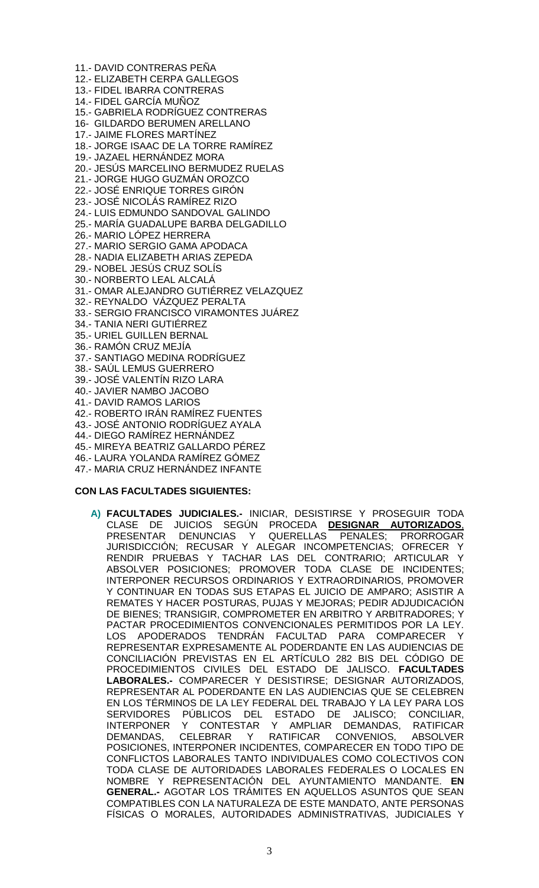11.- DAVID CONTRERAS PEÑA
12.- ELIZABETH CERPA GALLEGOS
13.- FIDEL IBARRA CONTRERAS
14.- FIDEL GARCÍA MUÑOZ
15.- GABRIELA RODRÍGUEZ CONTRERAS
16- GILDARDO BERUMEN ARELLANO
17.- JAIME FLORES MARTÍNEZ
18.- JORGE ISAAC DE LA TORRE RAMÍREZ
19.- JAZAEL HERNÁNDEZ MORA
20.- JESÚS MARCELINO BERMUDEZ RUELAS
21.- JORGE HUGO GUZMÁN OROZCO
22.- JOSÉ ENRIQUE TORRES GIRÓN
23.- JOSÉ NICOLÁS RAMÍREZ RIZO
24.- LUIS EDMUNDO SANDOVAL GALINDO
25.- MARÍA GUADALUPE BARBA DELGADILLO
26.- MARIO LÓPEZ HERRERA
27.- MARIO SERGIO GAMA APODACA
28.- NADIA ELIZABETH ARIAS ZEPEDA
29.- NOBEL JESÚS CRUZ SOLÍS
30.- NORBERTO LEAL ALCALÁ
31.- OMAR ALEJANDRO GUTIÉRREZ VELAZQUEZ
32.- REYNALDO VÁZQUEZ PERALTA
33.- SERGIO FRANCISCO VIRAMONTES JUÁREZ
34.- TANIA NERI GUTIÉRREZ
35.- URIEL GUILLEN BERNAL
36.- RAMÓN CRUZ MEJÍA
37.- SANTIAGO MEDINA RODRÍGUEZ
38.- SAÚL LEMUS GUERRERO
39.- JOSÉ VALENTÍN RIZO LARA
40.- JAVIER NAMBO JACOBO
41.- DAVID RAMOS LARIOS
42.- ROBERTO IRÁN RAMÍREZ FUENTES
43.- JOSÉ ANTONIO RODRÍGUEZ AYALA
44.- DIEGO RAMÍREZ HERNÁNDEZ
45.- MIREYA BEATRIZ GALLARDO PÉREZ
46.- LAURA YOLANDA RAMÍREZ GÓMEZ
47.- MARIA CRUZ HERNÁNDEZ INFANTE

**CON LAS FACULTADES SIGUIENTES:**

**A) FACULTADES JUDICIALES.-** INICIAR, DESISTIRSE Y PROSEGUIR TODA CLASE DE JUICIOS SEGÚN PROCEDA **DESIGNAR AUTORIZADOS**, PRESENTAR DENUNCIAS Y QUERELLAS PENALES; PRORROGAR JURISDICCIÓN; RECUSAR Y ALEGAR INCOMPETENCIAS; OFRECER Y RENDIR PRUEBAS Y TACHAR LAS DEL CONTRARIO; ARTICULAR Y ABSOLVER POSICIONES; PROMOVER TODA CLASE DE INCIDENTES; INTERPONER RECURSOS ORDINARIOS Y EXTRAORDINARIOS, PROMOVER Y CONTINUAR EN TODAS SUS ETAPAS EL JUICIO DE AMPARO; ASISTIR A REMATES Y HACER POSTURAS, PUJAS Y MEJORAS; PEDIR ADJUDICACIÓN DE BIENES; TRANSIGIR, COMPROMETER EN ARBITRO Y ARBITRADORES; Y PACTAR PROCEDIMIENTOS CONVENCIONALES PERMITIDOS POR LA LEY. LOS APODERADOS TENDRÁN FACULTAD PARA COMPARECER Y REPRESENTAR EXPRESAMENTE AL PODERDANTE EN LAS AUDIENCIAS DE CONCILIACIÓN PREVISTAS EN EL ARTÍCULO 282 BIS DEL CÓDIGO DE PROCEDIMIENTOS CIVILES DEL ESTADO DE JALISCO. **FACULTADES LABORALES.-** COMPARECER Y DESISTIRSE; DESIGNAR AUTORIZADOS, REPRESENTAR AL PODERDANTE EN LAS AUDIENCIAS QUE SE CELEBREN EN LOS TÉRMINOS DE LA LEY FEDERAL DEL TRABAJO Y LA LEY PARA LOS SERVIDORES PÚBLICOS DEL ESTADO DE JALISCO; CONCILIAR, INTERPONER Y CONTESTAR Y AMPLIAR DEMANDAS, RATIFICAR DEMANDAS, CELEBRAR Y RATIFICAR CONVENIOS, ABSOLVER POSICIONES, INTERPONER INCIDENTES, COMPARECER EN TODO TIPO DE CONFLICTOS LABORALES TANTO INDIVIDUALES COMO COLECTIVOS CON TODA CLASE DE AUTORIDADES LABORALES FEDERALES O LOCALES EN NOMBRE Y REPRESENTACIÓN DEL AYUNTAMIENTO MANDANTE. **EN GENERAL.-** AGOTAR LOS TRÁMITES EN AQUELLOS ASUNTOS QUE SEAN COMPATIBLES CON LA NATURALEZA DE ESTE MANDATO, ANTE PERSONAS FÍSICAS O MORALES, AUTORIDADES ADMINISTRATIVAS, JUDICIALES Y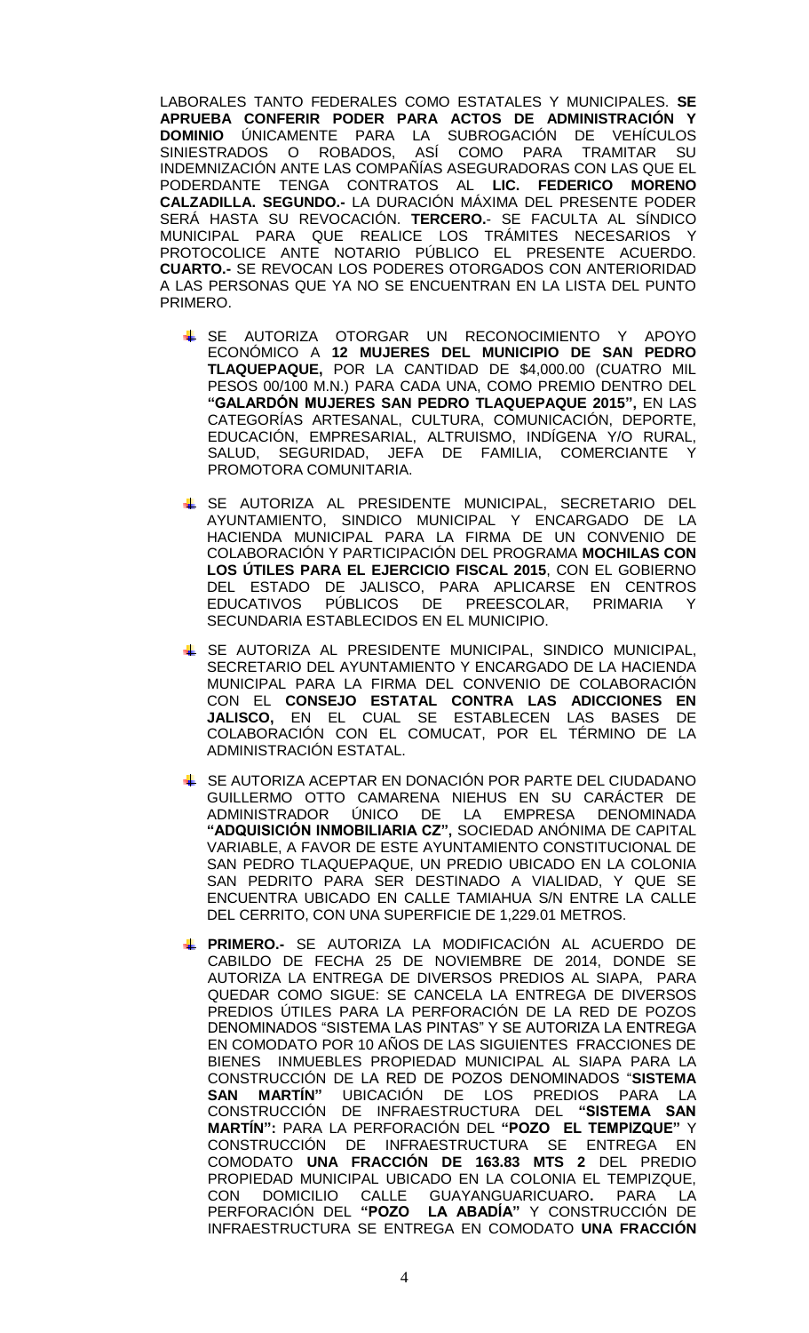LABORALES TANTO FEDERALES COMO ESTATALES Y MUNICIPALES. **SE APRUEBA CONFERIR PODER PARA ACTOS DE ADMINISTRACIÓN Y DOMINIO** ÚNICAMENTE PARA LA SUBROGACIÓN DE VEHÍCULOS SINIESTRADOS O ROBADOS, ASÍ COMO PARA TRAMITAR SU INDEMNIZACIÓN ANTE LAS COMPAÑÍAS ASEGURADORAS CON LAS QUE EL PODERDANTE TENGA CONTRATOS AL **LIC. FEDERICO MORENO CALZADILLA. SEGUNDO.-** LA DURACIÓN MÁXIMA DEL PRESENTE PODER SERÁ HASTA SU REVOCACIÓN. **TERCERO.**- SE FACULTA AL SÍNDICO MUNICIPAL PARA QUE REALICE LOS TRÁMITES NECESARIOS Y PROTOCOLICE ANTE NOTARIO PÚBLICO EL PRESENTE ACUERDO. **CUARTO.-** SE REVOCAN LOS PODERES OTORGADOS CON ANTERIORIDAD A LAS PERSONAS QUE YA NO SE ENCUENTRAN EN LA LISTA DEL PUNTO PRIMERO.

- SE AUTORIZA OTORGAR UN RECONOCIMIENTO Y APOYO ECONÓMICO A **12 MUJERES DEL MUNICIPIO DE SAN PEDRO TLAQUEPAQUE,** POR LA CANTIDAD DE $4,000.00 (CUATRO MIL PESOS 00/100 M.N.) PARA CADA UNA, COMO PREMIO DENTRO DEL **"GALARDÓN MUJERES SAN PEDRO TLAQUEPAQUE 2015",** EN LAS CATEGORÍAS ARTESANAL, CULTURA, COMUNICACIÓN, DEPORTE, EDUCACIÓN, EMPRESARIAL, ALTRUISMO, INDÍGENA Y/O RURAL, SALUD, SEGURIDAD, JEFA DE FAMILIA, COMERCIANTE Y PROMOTORA COMUNITARIA.

- SE AUTORIZA AL PRESIDENTE MUNICIPAL, SECRETARIO DEL AYUNTAMIENTO, SINDICO MUNICIPAL Y ENCARGADO DE LA HACIENDA MUNICIPAL PARA LA FIRMA DE UN CONVENIO DE COLABORACIÓN Y PARTICIPACIÓN DEL PROGRAMA **MOCHILAS CON LOS ÚTILES PARA EL EJERCICIO FISCAL 2015**, CON EL GOBIERNO DEL ESTADO DE JALISCO, PARA APLICARSE EN CENTROS EDUCATIVOS PÚBLICOS DE PREESCOLAR, PRIMARIA Y SECUNDARIA ESTABLECIDOS EN EL MUNICIPIO.

- SE AUTORIZA AL PRESIDENTE MUNICIPAL, SINDICO MUNICIPAL, SECRETARIO DEL AYUNTAMIENTO Y ENCARGADO DE LA HACIENDA MUNICIPAL PARA LA FIRMA DEL CONVENIO DE COLABORACIÓN CON EL **CONSEJO ESTATAL CONTRA LAS ADICCIONES EN JALISCO,** EN EL CUAL SE ESTABLECEN LAS BASES DE COLABORACIÓN CON EL COMUCAT, POR EL TÉRMINO DE LA ADMINISTRACIÓN ESTATAL.

- SE AUTORIZA ACEPTAR EN DONACIÓN POR PARTE DEL CIUDADANO GUILLERMO OTTO CAMARENA NIEHUS EN SU CARÁCTER DE ADMINISTRADOR ÚNICO DE LA EMPRESA DENOMINADA **"ADQUISICIÓN INMOBILIARIA CZ",** SOCIEDAD ANÓNIMA DE CAPITAL VARIABLE, A FAVOR DE ESTE AYUNTAMIENTO CONSTITUCIONAL DE SAN PEDRO TLAQUEPAQUE, UN PREDIO UBICADO EN LA COLONIA SAN PEDRITO PARA SER DESTINADO A VIALIDAD, Y QUE SE ENCUENTRA UBICADO EN CALLE TAMIAHUA S/N ENTRE LA CALLE DEL CERRITO, CON UNA SUPERFICIE DE 1,229.01 METROS.

- **PRIMERO.-** SE AUTORIZA LA MODIFICACIÓN AL ACUERDO DE CABILDO DE FECHA 25 DE NOVIEMBRE DE 2014, DONDE SE AUTORIZA LA ENTREGA DE DIVERSOS PREDIOS AL SIAPA, PARA QUEDAR COMO SIGUE: SE CANCELA LA ENTREGA DE DIVERSOS PREDIOS ÚTILES PARA LA PERFORACIÓN DE LA RED DE POZOS DENOMINADOS "SISTEMA LAS PINTAS" Y SE AUTORIZA LA ENTREGA EN COMODATO POR 10 AÑOS DE LAS SIGUIENTES FRACCIONES DE BIENES INMUEBLES PROPIEDAD MUNICIPAL AL SIAPA PARA LA CONSTRUCCIÓN DE LA RED DE POZOS DENOMINADOS "**SISTEMA SAN MARTÍN"** UBICACIÓN DE LOS PREDIOS PARA LA CONSTRUCCIÓN DE INFRAESTRUCTURA DEL **"SISTEMA SAN MARTÍN":** PARA LA PERFORACIÓN DEL **"POZO EL TEMPIZQUE"** Y CONSTRUCCIÓN DE INFRAESTRUCTURA SE ENTREGA EN COMODATO **UNA FRACCIÓN DE 163.83 MTS 2** DEL PREDIO PROPIEDAD MUNICIPAL UBICADO EN LA COLONIA EL TEMPIZQUE, CON DOMICILIO CALLE GUAYANGUARICUARO**.** PARA LA PERFORACIÓN DEL **"POZO LA ABADÍA"** Y CONSTRUCCIÓN DE INFRAESTRUCTURA SE ENTREGA EN COMODATO **UNA FRACCIÓN**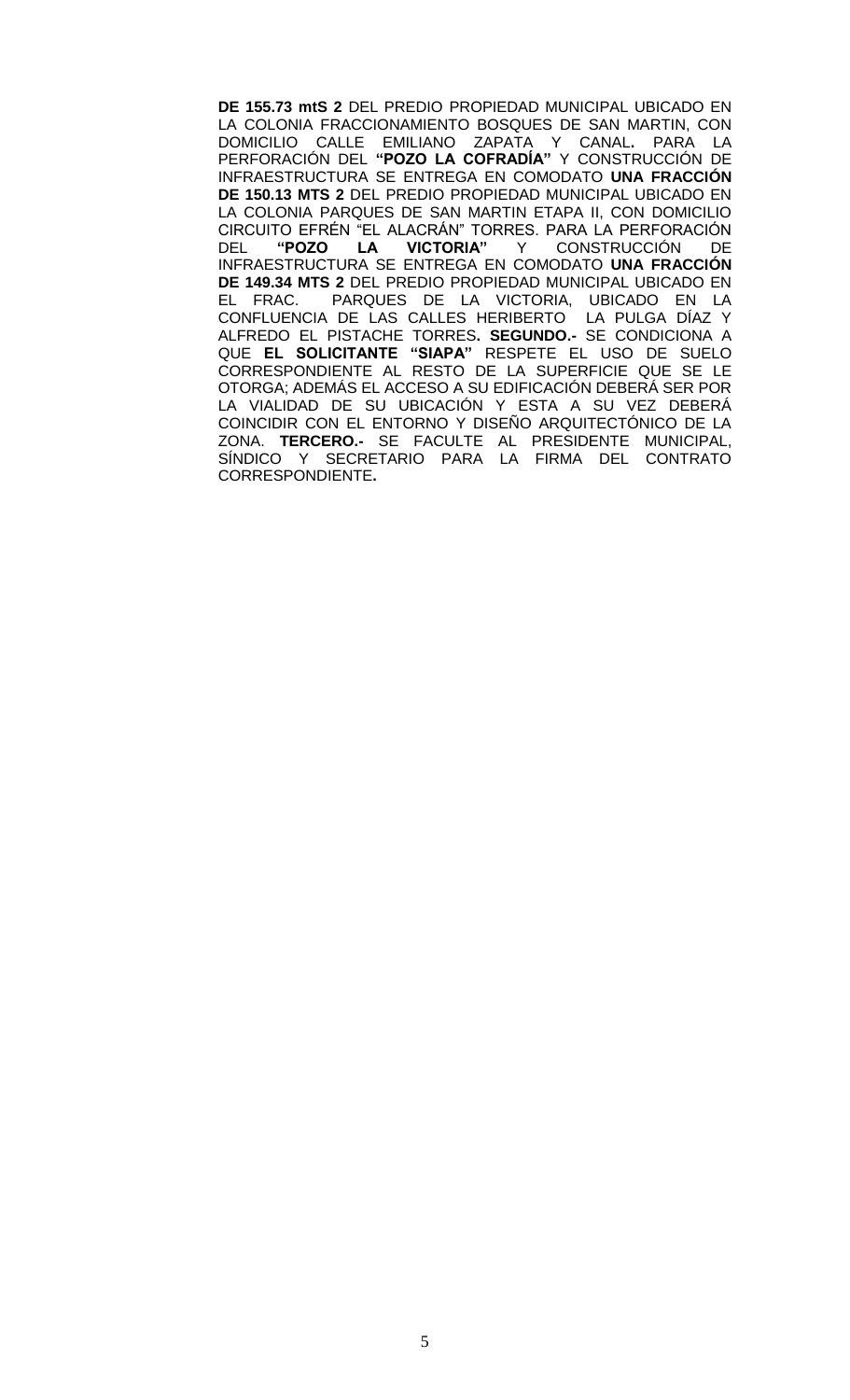**DE 155.73 mtS 2** DEL PREDIO PROPIEDAD MUNICIPAL UBICADO EN LA COLONIA FRACCIONAMIENTO BOSQUES DE SAN MARTIN, CON DOMICILIO CALLE EMILIANO ZAPATA Y CANAL**.** PARA LA PERFORACIÓN DEL **"POZO LA COFRADÍA"** Y CONSTRUCCIÓN DE INFRAESTRUCTURA SE ENTREGA EN COMODATO **UNA FRACCIÓN DE 150.13 MTS 2** DEL PREDIO PROPIEDAD MUNICIPAL UBICADO EN LA COLONIA PARQUES DE SAN MARTIN ETAPA II, CON DOMICILIO CIRCUITO EFRÉN "EL ALACRÁN" TORRES. PARA LA PERFORACIÓN DEL **"POZO LA VICTORIA"** Y CONSTRUCCIÓN DE INFRAESTRUCTURA SE ENTREGA EN COMODATO **UNA FRACCIÓN DE 149.34 MTS 2** DEL PREDIO PROPIEDAD MUNICIPAL UBICADO EN EL FRAC. PARQUES DE LA VICTORIA, UBICADO EN LA CONFLUENCIA DE LAS CALLES HERIBERTO LA PULGA DÍAZ Y ALFREDO EL PISTACHE TORRES**. SEGUNDO.-** SE CONDICIONA A QUE **EL SOLICITANTE "SIAPA"** RESPETE EL USO DE SUELO CORRESPONDIENTE AL RESTO DE LA SUPERFICIE QUE SE LE OTORGA; ADEMÁS EL ACCESO A SU EDIFICACIÓN DEBERÁ SER POR LA VIALIDAD DE SU UBICACIÓN Y ESTA A SU VEZ DEBERÁ COINCIDIR CON EL ENTORNO Y DISEÑO ARQUITECTÓNICO DE LA ZONA. **TERCERO.-** SE FACULTE AL PRESIDENTE MUNICIPAL, SÍNDICO Y SECRETARIO PARA LA FIRMA DEL CONTRATO CORRESPONDIENTE**.**